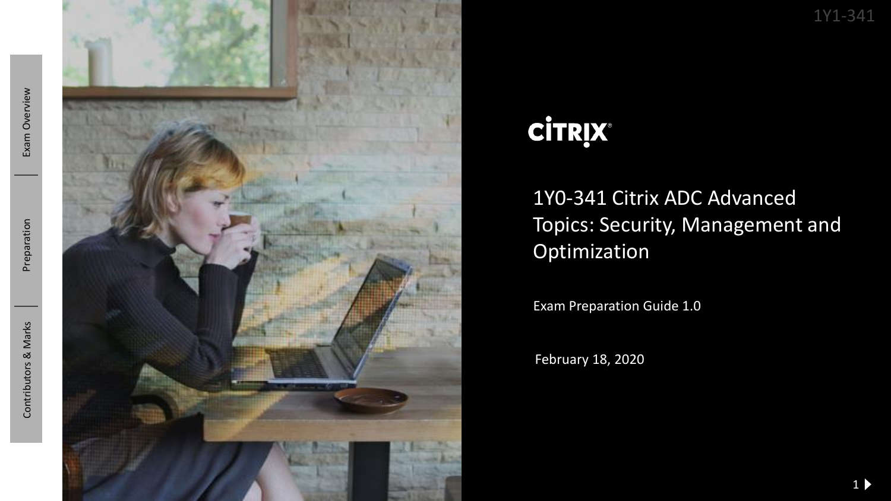Exam Overview

Preparation

Contributors & Marks

CITRIX

# 1Y0-341 Citrix ADC Advanced Topics: Security, Management and Optimization

Exam Preparation Guide 1.0

February 18, 2020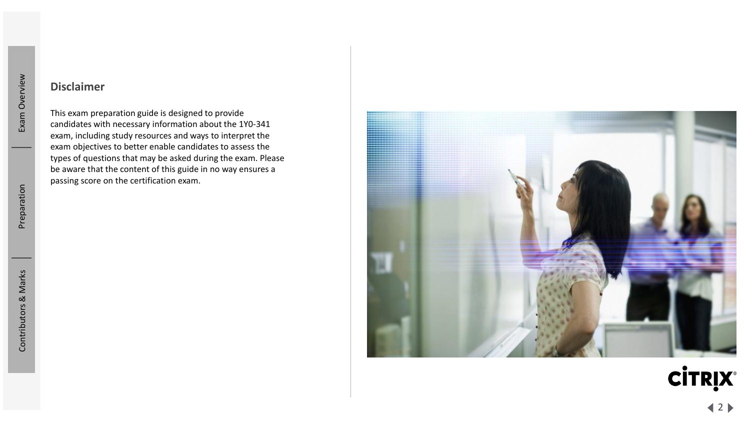## Disclaimer

This exam preparation guide is designed to provide candidates with necessary information about the 1Y0-341 exam, including study resources and ways to interpret the exam objectives to better enable candidates to assess the types of questions that may be asked during the exam. Please be aware that the content of this guide in no way ensures a passing score on the certification exam.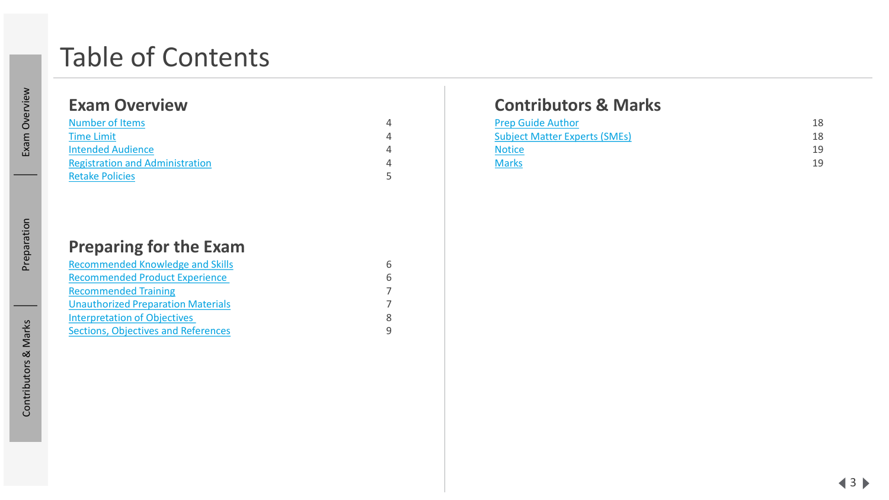# Table of Contents

## Exam Overview

| | |
|---|---|
| Number of Items | 4 |
| Time Limit | 4 |
| Intended Audience | 4 |
| Registration and Administration | 4 |
| Retake Policies | 5 |

## Preparing for the Exam

| | |
|---|---|
| Recommended Knowledge and Skills | 6 |
| Recommended Product Experience | 6 |
| Recommended Training | 7 |
| Unauthorized Preparation Materials | 7 |
| Interpretation of Objectives | 8 |
| Sections, Objectives and References | 9 |

## Contributors & Marks

| | |
|---|---|
| Prep Guide Author | 18 |
| Subject Matter Experts (SMEs) | 18 |
| Notice | 19 |
| Marks | 19 |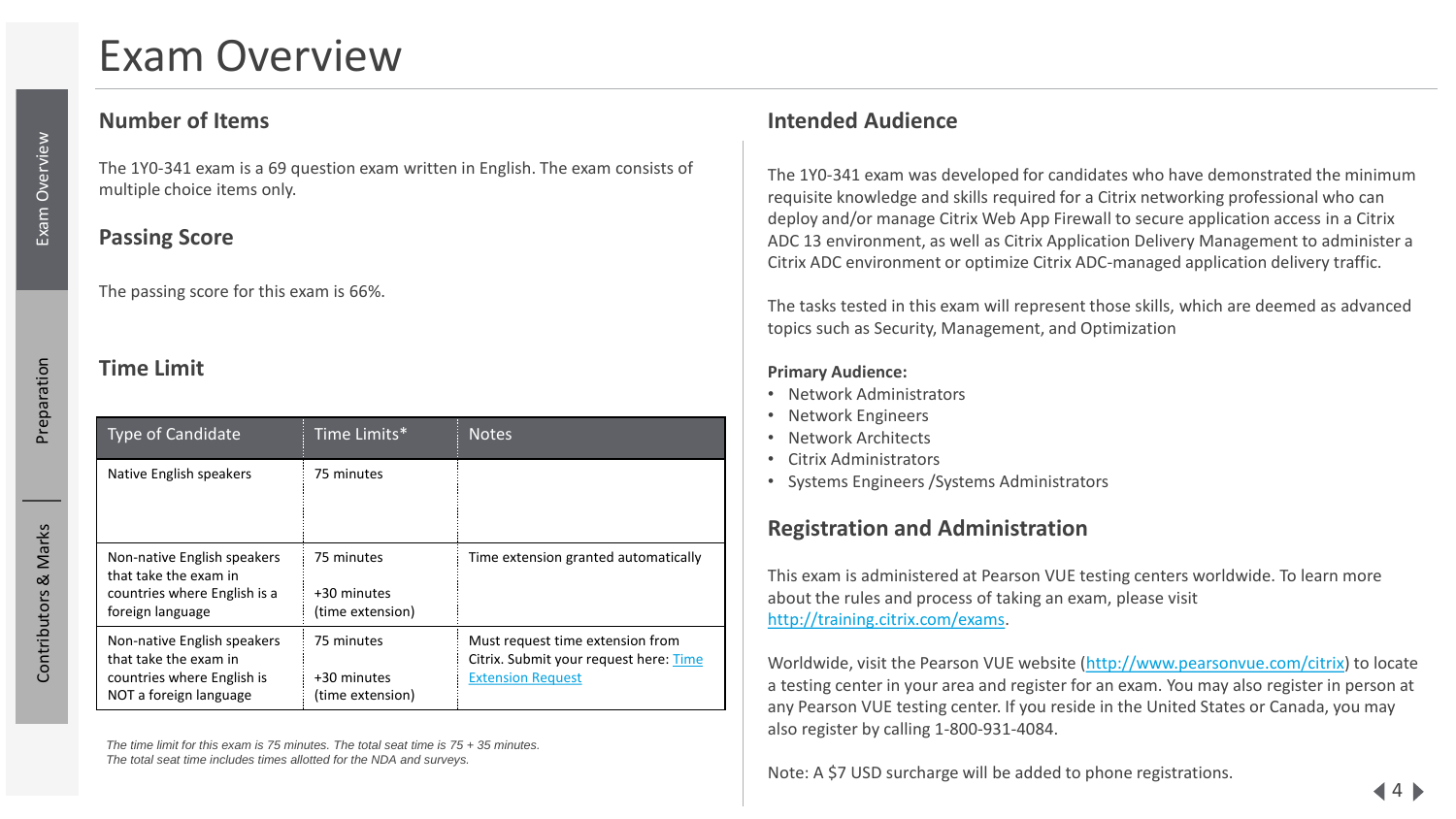# Exam Overview

## Number of Items

The 1Y0-341 exam is a 69 question exam written in English. The exam consists of multiple choice items only.

## Passing Score

The passing score for this exam is 66%.

## Time Limit

| Type of Candidate | Time Limits* | Notes |
|---|---|---|
| Native English speakers | 75 minutes | |
| Non-native English speakers that take the exam in countries where English is a foreign language | 75 minutes<br><br>+30 minutes (time extension) | Time extension granted automatically |
| Non-native English speakers that take the exam in countries where English is NOT a foreign language | 75 minutes<br><br>+30 minutes (time extension) | Must request time extension from Citrix. Submit your request here: [Time Extension Request]() |

*The time limit for this exam is 75 minutes. The total seat time is 75 + 35 minutes. The total seat time includes times allotted for the NDA and surveys.*

## Intended Audience

The 1Y0-341 exam was developed for candidates who have demonstrated the minimum requisite knowledge and skills required for a Citrix networking professional who can deploy and/or manage Citrix Web App Firewall to secure application access in a Citrix ADC 13 environment, as well as Citrix Application Delivery Management to administer a Citrix ADC environment or optimize Citrix ADC-managed application delivery traffic.

The tasks tested in this exam will represent those skills, which are deemed as advanced topics such as Security, Management, and Optimization

**Primary Audience:**

- Network Administrators
- Network Engineers
- Network Architects
- Citrix Administrators
- Systems Engineers /Systems Administrators

## Registration and Administration

This exam is administered at Pearson VUE testing centers worldwide. To learn more about the rules and process of taking an exam, please visit http://training.citrix.com/exams.

Worldwide, visit the Pearson VUE website (http://www.pearsonvue.com/citrix) to locate a testing center in your area and register for an exam. You may also register in person at any Pearson VUE testing center. If you reside in the United States or Canada, you may also register by calling 1-800-931-4084.

Note: A $7 USD surcharge will be added to phone registrations.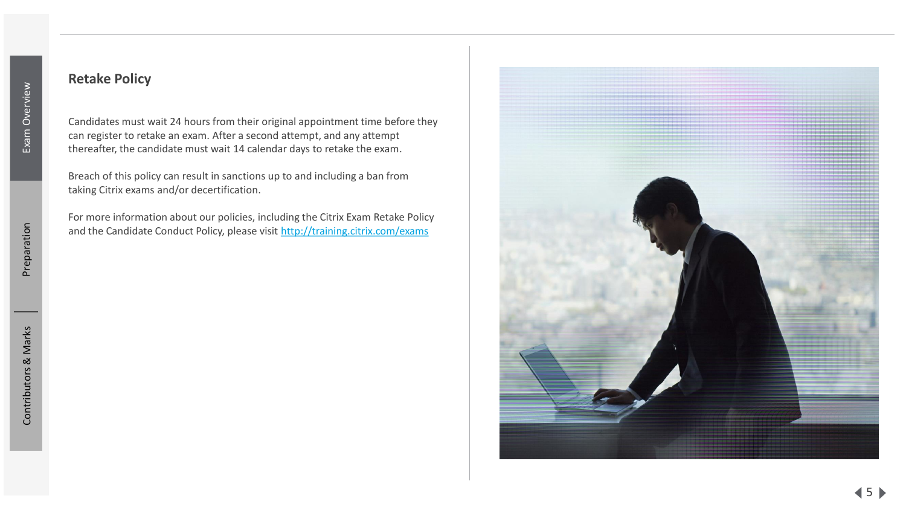## Retake Policy

Candidates must wait 24 hours from their original appointment time before they can register to retake an exam. After a second attempt, and any attempt thereafter, the candidate must wait 14 calendar days to retake the exam.

Breach of this policy can result in sanctions up to and including a ban from taking Citrix exams and/or decertification.

For more information about our policies, including the Citrix Exam Retake Policy and the Candidate Conduct Policy, please visit [http://training.citrix.com/exams](http://training.citrix.com/exams)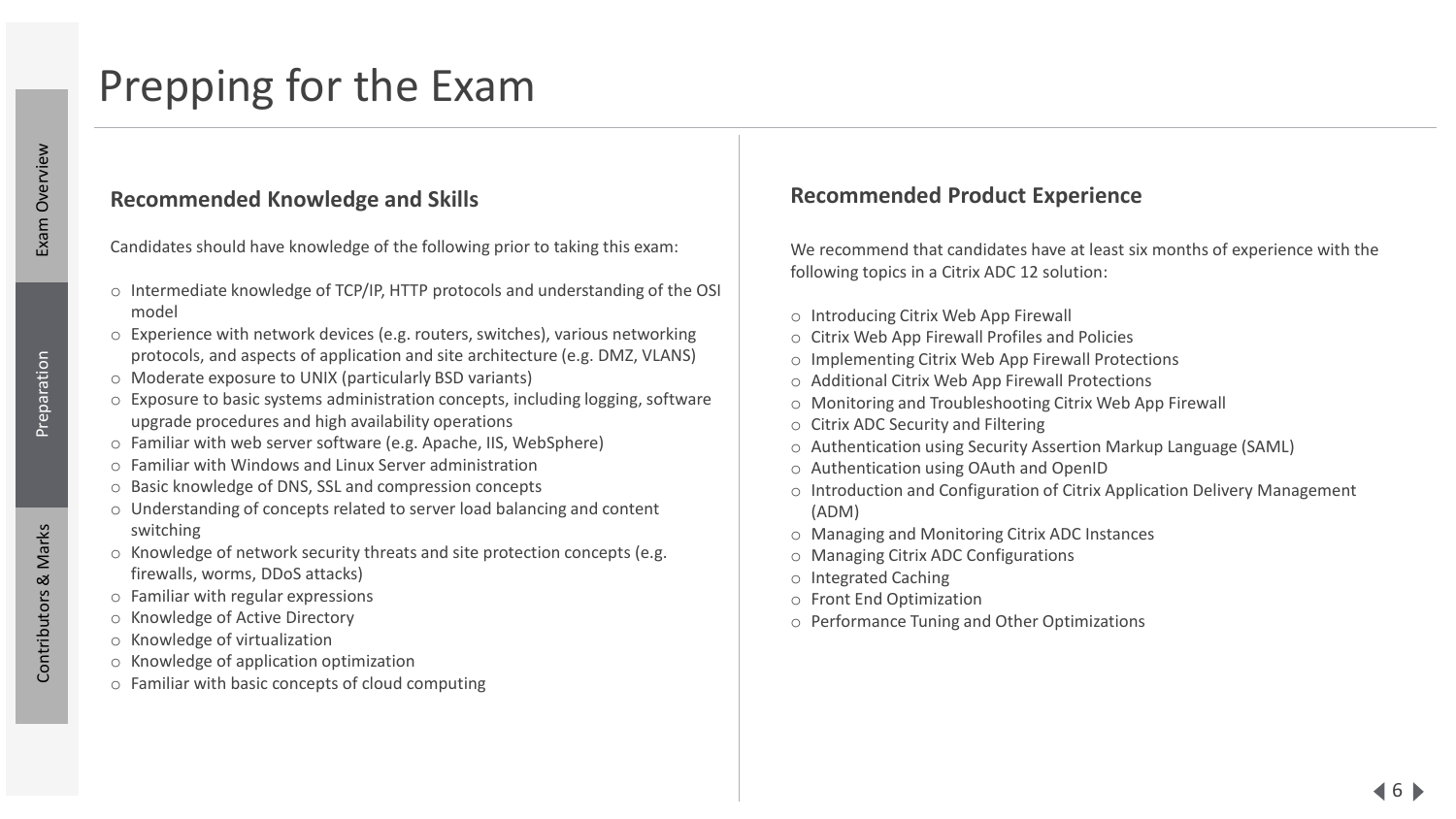# Prepping for the Exam

## Recommended Knowledge and Skills

Candidates should have knowledge of the following prior to taking this exam:

- Intermediate knowledge of TCP/IP, HTTP protocols and understanding of the OSI model
- Experience with network devices (e.g. routers, switches), various networking protocols, and aspects of application and site architecture (e.g. DMZ, VLANS)
- Moderate exposure to UNIX (particularly BSD variants)
- Exposure to basic systems administration concepts, including logging, software upgrade procedures and high availability operations
- Familiar with web server software (e.g. Apache, IIS, WebSphere)
- Familiar with Windows and Linux Server administration
- Basic knowledge of DNS, SSL and compression concepts
- Understanding of concepts related to server load balancing and content switching
- Knowledge of network security threats and site protection concepts (e.g. firewalls, worms, DDoS attacks)
- Familiar with regular expressions
- Knowledge of Active Directory
- Knowledge of virtualization
- Knowledge of application optimization
- Familiar with basic concepts of cloud computing

## Recommended Product Experience

We recommend that candidates have at least six months of experience with the following topics in a Citrix ADC 12 solution:

- Introducing Citrix Web App Firewall
- Citrix Web App Firewall Profiles and Policies
- Implementing Citrix Web App Firewall Protections
- Additional Citrix Web App Firewall Protections
- Monitoring and Troubleshooting Citrix Web App Firewall
- Citrix ADC Security and Filtering
- Authentication using Security Assertion Markup Language (SAML)
- Authentication using OAuth and OpenID
- Introduction and Configuration of Citrix Application Delivery Management (ADM)
- Managing and Monitoring Citrix ADC Instances
- Managing Citrix ADC Configurations
- Integrated Caching
- Front End Optimization
- Performance Tuning and Other Optimizations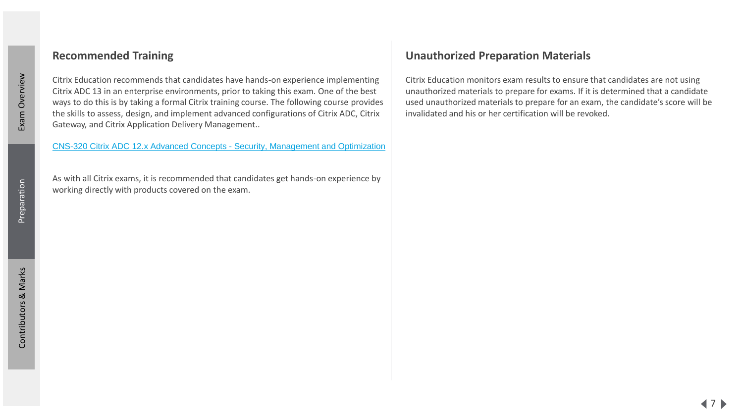## Recommended Training

Citrix Education recommends that candidates have hands-on experience implementing Citrix ADC 13 in an enterprise environments, prior to taking this exam. One of the best ways to do this is by taking a formal Citrix training course. The following course provides the skills to assess, design, and implement advanced configurations of Citrix ADC, Citrix Gateway, and Citrix Application Delivery Management..

CNS-320 Citrix ADC 12.x Advanced Concepts - Security, Management and Optimization

As with all Citrix exams, it is recommended that candidates get hands-on experience by working directly with products covered on the exam.

## Unauthorized Preparation Materials

Citrix Education monitors exam results to ensure that candidates are not using unauthorized materials to prepare for exams. If it is determined that a candidate used unauthorized materials to prepare for an exam, the candidate's score will be invalidated and his or her certification will be revoked.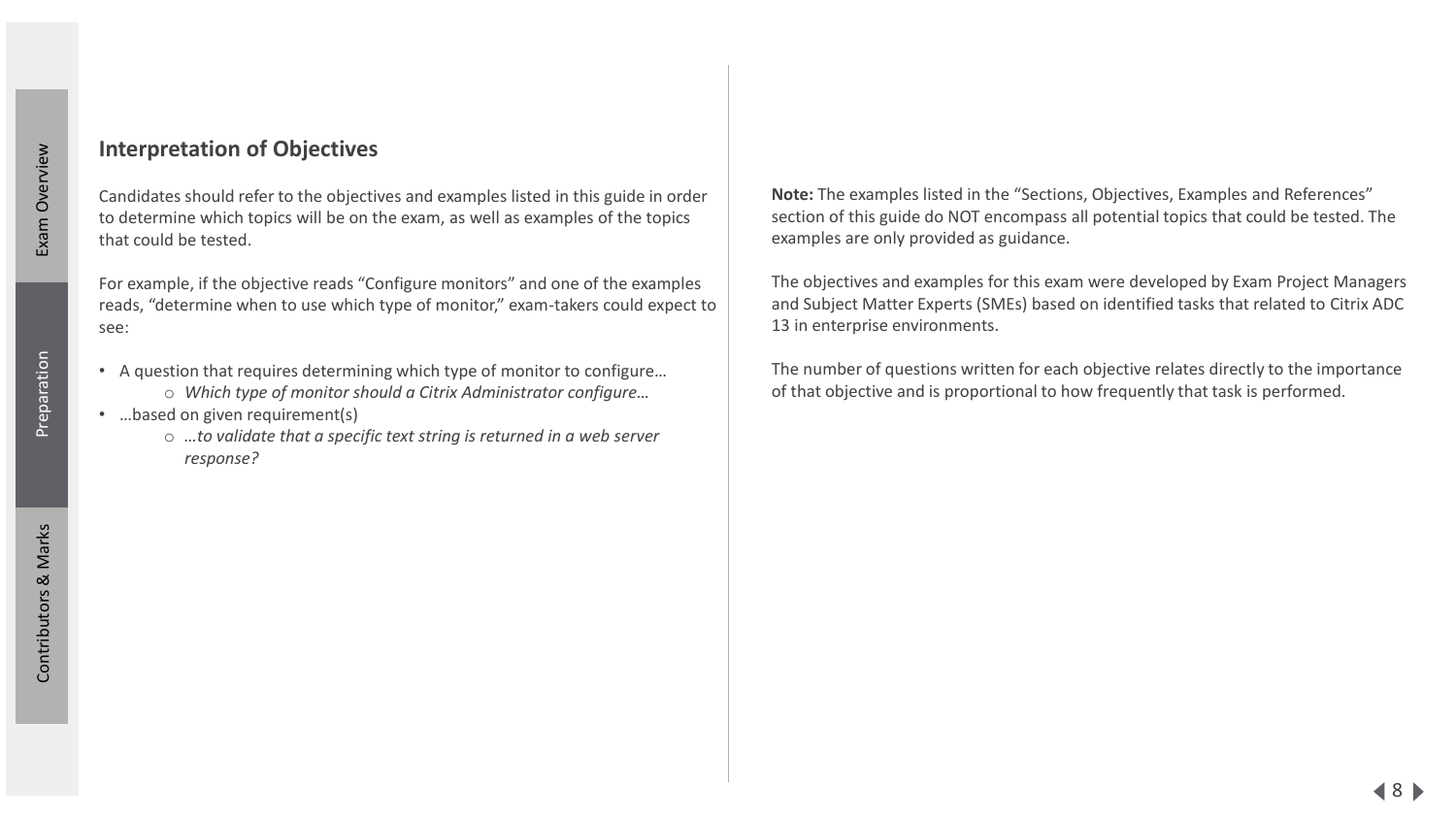## Interpretation of Objectives

Candidates should refer to the objectives and examples listed in this guide in order to determine which topics will be on the exam, as well as examples of the topics that could be tested.

For example, if the objective reads "Configure monitors" and one of the examples reads, "determine when to use which type of monitor," exam-takers could expect to see:

- A question that requires determining which type of monitor to configure…
  - *Which type of monitor should a Citrix Administrator configure…*
- …based on given requirement(s)
  - *…to validate that a specific text string is returned in a web server response?*

**Note:** The examples listed in the "Sections, Objectives, Examples and References" section of this guide do NOT encompass all potential topics that could be tested. The examples are only provided as guidance.

The objectives and examples for this exam were developed by Exam Project Managers and Subject Matter Experts (SMEs) based on identified tasks that related to Citrix ADC 13 in enterprise environments.

The number of questions written for each objective relates directly to the importance of that objective and is proportional to how frequently that task is performed.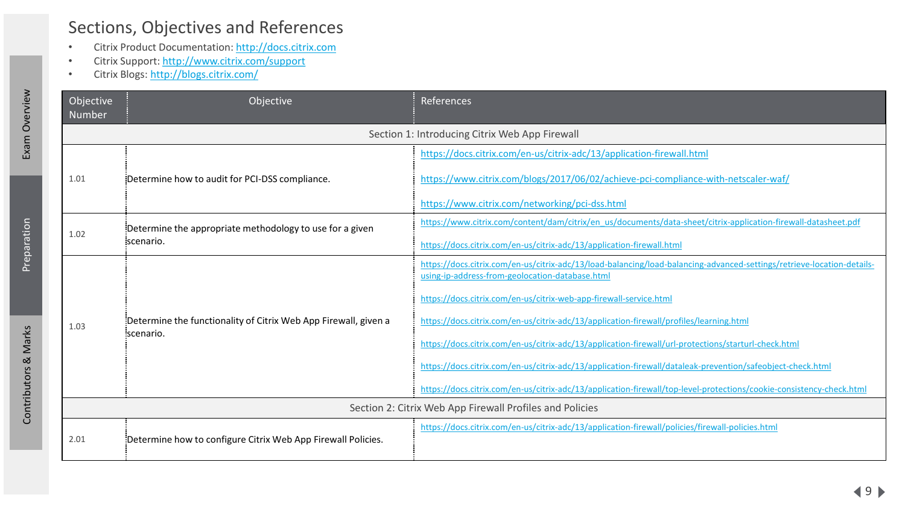# Sections, Objectives and References

- Citrix Product Documentation: http://docs.citrix.com
- Citrix Support: http://www.citrix.com/support
- Citrix Blogs: http://blogs.citrix.com/

| Objective Number | Objective | References |
|---|---|---|
| **Section 1: Introducing Citrix Web App Firewall** | | |
| 1.01 | Determine how to audit for PCI-DSS compliance. | https://docs.citrix.com/en-us/citrix-adc/13/application-firewall.html<br>https://www.citrix.com/blogs/2017/06/02/achieve-pci-compliance-with-netscaler-waf/<br>https://www.citrix.com/networking/pci-dss.html |
| 1.02 | Determine the appropriate methodology to use for a given scenario. | https://www.citrix.com/content/dam/citrix/en_us/documents/data-sheet/citrix-application-firewall-datasheet.pdf<br>https://docs.citrix.com/en-us/citrix-adc/13/application-firewall.html |
| 1.03 | Determine the functionality of Citrix Web App Firewall, given a scenario. | https://docs.citrix.com/en-us/citrix-adc/13/load-balancing/load-balancing-advanced-settings/retrieve-location-details-using-ip-address-from-geolocation-database.html<br>https://docs.citrix.com/en-us/citrix-web-app-firewall-service.html<br>https://docs.citrix.com/en-us/citrix-adc/13/application-firewall/profiles/learning.html<br>https://docs.citrix.com/en-us/citrix-adc/13/application-firewall/url-protections/starturl-check.html<br>https://docs.citrix.com/en-us/citrix-adc/13/application-firewall/dataleak-prevention/safeobject-check.html<br>https://docs.citrix.com/en-us/citrix-adc/13/application-firewall/top-level-protections/cookie-consistency-check.html |
| **Section 2: Citrix Web App Firewall Profiles and Policies** | | |
| 2.01 | Determine how to configure Citrix Web App Firewall Policies. | https://docs.citrix.com/en-us/citrix-adc/13/application-firewall/policies/firewall-policies.html |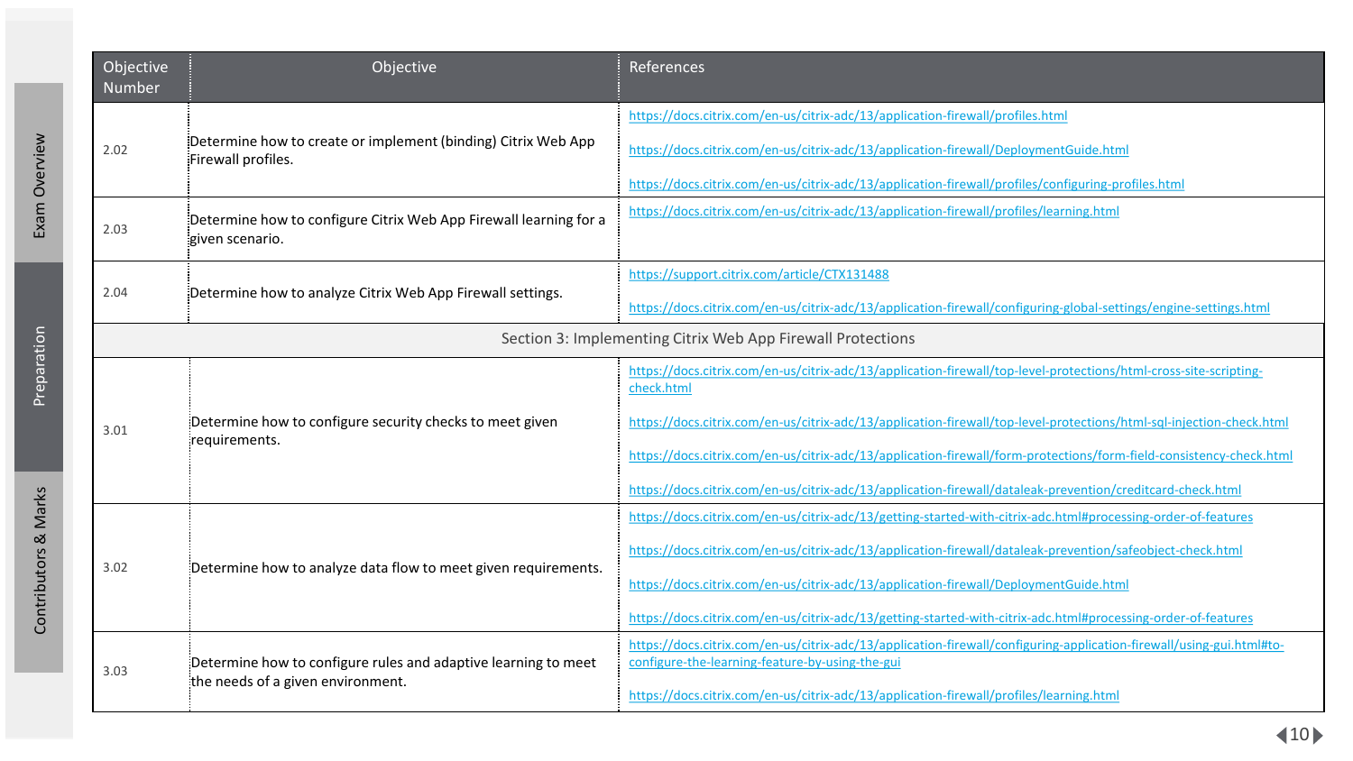| Objective Number | Objective | References |
|---|---|---|
| 2.02 | Determine how to create or implement (binding) Citrix Web App Firewall profiles. | https://docs.citrix.com/en-us/citrix-adc/13/application-firewall/profiles.html<br>https://docs.citrix.com/en-us/citrix-adc/13/application-firewall/DeploymentGuide.html<br>https://docs.citrix.com/en-us/citrix-adc/13/application-firewall/profiles/configuring-profiles.html |
| 2.03 | Determine how to configure Citrix Web App Firewall learning for a given scenario. | https://docs.citrix.com/en-us/citrix-adc/13/application-firewall/profiles/learning.html |
| 2.04 | Determine how to analyze Citrix Web App Firewall settings. | https://support.citrix.com/article/CTX131488<br>https://docs.citrix.com/en-us/citrix-adc/13/application-firewall/configuring-global-settings/engine-settings.html |
| | **Section 3: Implementing Citrix Web App Firewall Protections** | |
| 3.01 | Determine how to configure security checks to meet given requirements. | https://docs.citrix.com/en-us/citrix-adc/13/application-firewall/top-level-protections/html-cross-site-scripting-check.html<br>https://docs.citrix.com/en-us/citrix-adc/13/application-firewall/top-level-protections/html-sql-injection-check.html<br>https://docs.citrix.com/en-us/citrix-adc/13/application-firewall/form-protections/form-field-consistency-check.html<br>https://docs.citrix.com/en-us/citrix-adc/13/application-firewall/dataleak-prevention/creditcard-check.html |
| 3.02 | Determine how to analyze data flow to meet given requirements. | https://docs.citrix.com/en-us/citrix-adc/13/getting-started-with-citrix-adc.html#processing-order-of-features<br>https://docs.citrix.com/en-us/citrix-adc/13/application-firewall/dataleak-prevention/safeobject-check.html<br>https://docs.citrix.com/en-us/citrix-adc/13/application-firewall/DeploymentGuide.html<br>https://docs.citrix.com/en-us/citrix-adc/13/getting-started-with-citrix-adc.html#processing-order-of-features |
| 3.03 | Determine how to configure rules and adaptive learning to meet the needs of a given environment. | https://docs.citrix.com/en-us/citrix-adc/13/application-firewall/configuring-application-firewall/using-gui.html#to-configure-the-learning-feature-by-using-the-gui<br>https://docs.citrix.com/en-us/citrix-adc/13/application-firewall/profiles/learning.html |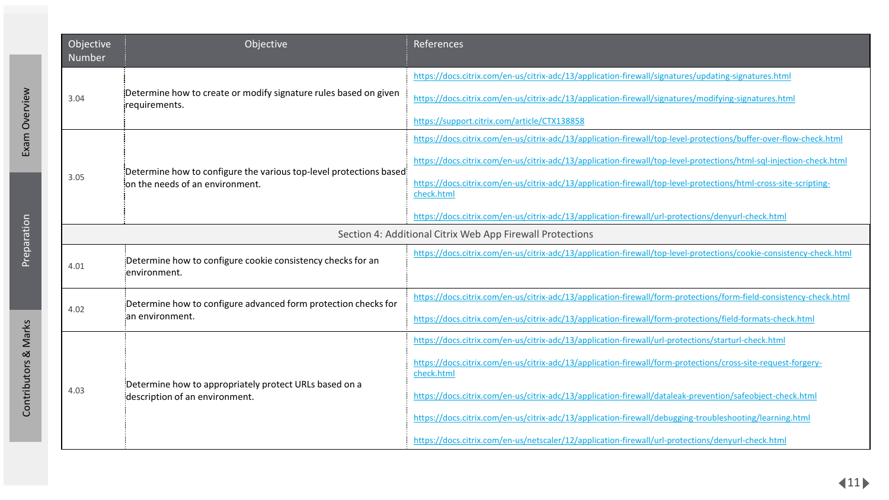| Objective Number | Objective | References |
|---|---|---|
| 3.04 | Determine how to create or modify signature rules based on given requirements. | https://docs.citrix.com/en-us/citrix-adc/13/application-firewall/signatures/updating-signatures.html<br>https://docs.citrix.com/en-us/citrix-adc/13/application-firewall/signatures/modifying-signatures.html<br>https://support.citrix.com/article/CTX138858 |
| 3.05 | Determine how to configure the various top-level protections based on the needs of an environment. | https://docs.citrix.com/en-us/citrix-adc/13/application-firewall/top-level-protections/buffer-over-flow-check.html<br>https://docs.citrix.com/en-us/citrix-adc/13/application-firewall/top-level-protections/html-sql-injection-check.html<br>https://docs.citrix.com/en-us/citrix-adc/13/application-firewall/top-level-protections/html-cross-site-scripting-check.html<br>https://docs.citrix.com/en-us/citrix-adc/13/application-firewall/url-protections/denyurl-check.html |
| | **Section 4: Additional Citrix Web App Firewall Protections** | |
| 4.01 | Determine how to configure cookie consistency checks for an environment. | https://docs.citrix.com/en-us/citrix-adc/13/application-firewall/top-level-protections/cookie-consistency-check.html |
| 4.02 | Determine how to configure advanced form protection checks for an environment. | https://docs.citrix.com/en-us/citrix-adc/13/application-firewall/form-protections/form-field-consistency-check.html<br>https://docs.citrix.com/en-us/citrix-adc/13/application-firewall/form-protections/field-formats-check.html |
| 4.03 | Determine how to appropriately protect URLs based on a description of an environment. | https://docs.citrix.com/en-us/citrix-adc/13/application-firewall/url-protections/starturl-check.html<br>https://docs.citrix.com/en-us/citrix-adc/13/application-firewall/form-protections/cross-site-request-forgery-check.html<br>https://docs.citrix.com/en-us/citrix-adc/13/application-firewall/dataleak-prevention/safeobject-check.html<br>https://docs.citrix.com/en-us/citrix-adc/13/application-firewall/debugging-troubleshooting/learning.html<br>https://docs.citrix.com/en-us/netscaler/12/application-firewall/url-protections/denyurl-check.html |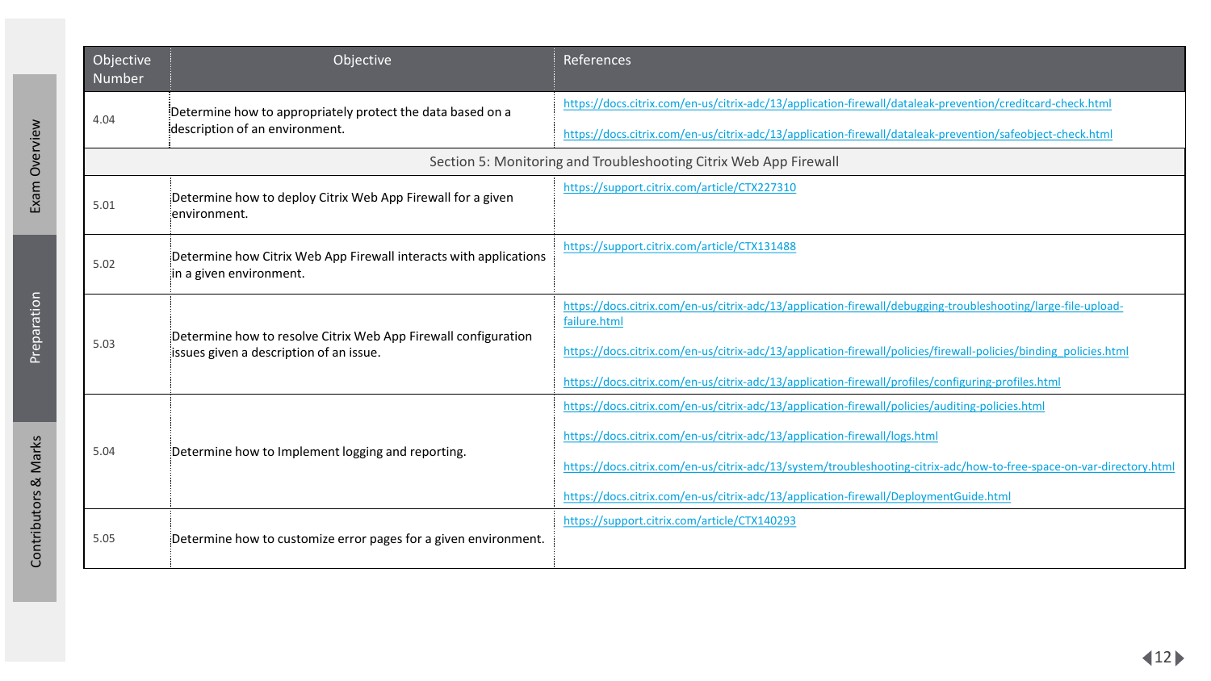| Objective Number | Objective | References |
|---|---|---|
| 4.04 | Determine how to appropriately protect the data based on a description of an environment. | https://docs.citrix.com/en-us/citrix-adc/13/application-firewall/dataleak-prevention/creditcard-check.html<br>https://docs.citrix.com/en-us/citrix-adc/13/application-firewall/dataleak-prevention/safeobject-check.html |
| Section 5: Monitoring and Troubleshooting Citrix Web App Firewall | | |
| 5.01 | Determine how to deploy Citrix Web App Firewall for a given environment. | https://support.citrix.com/article/CTX227310 |
| 5.02 | Determine how Citrix Web App Firewall interacts with applications in a given environment. | https://support.citrix.com/article/CTX131488 |
| 5.03 | Determine how to resolve Citrix Web App Firewall configuration issues given a description of an issue. | https://docs.citrix.com/en-us/citrix-adc/13/application-firewall/debugging-troubleshooting/large-file-upload-failure.html<br>https://docs.citrix.com/en-us/citrix-adc/13/application-firewall/policies/firewall-policies/binding_policies.html<br>https://docs.citrix.com/en-us/citrix-adc/13/application-firewall/profiles/configuring-profiles.html |
| 5.04 | Determine how to Implement logging and reporting. | https://docs.citrix.com/en-us/citrix-adc/13/application-firewall/policies/auditing-policies.html<br>https://docs.citrix.com/en-us/citrix-adc/13/application-firewall/logs.html<br>https://docs.citrix.com/en-us/citrix-adc/13/system/troubleshooting-citrix-adc/how-to-free-space-on-var-directory.html<br>https://docs.citrix.com/en-us/citrix-adc/13/application-firewall/DeploymentGuide.html |
| 5.05 | Determine how to customize error pages for a given environment. | https://support.citrix.com/article/CTX140293 |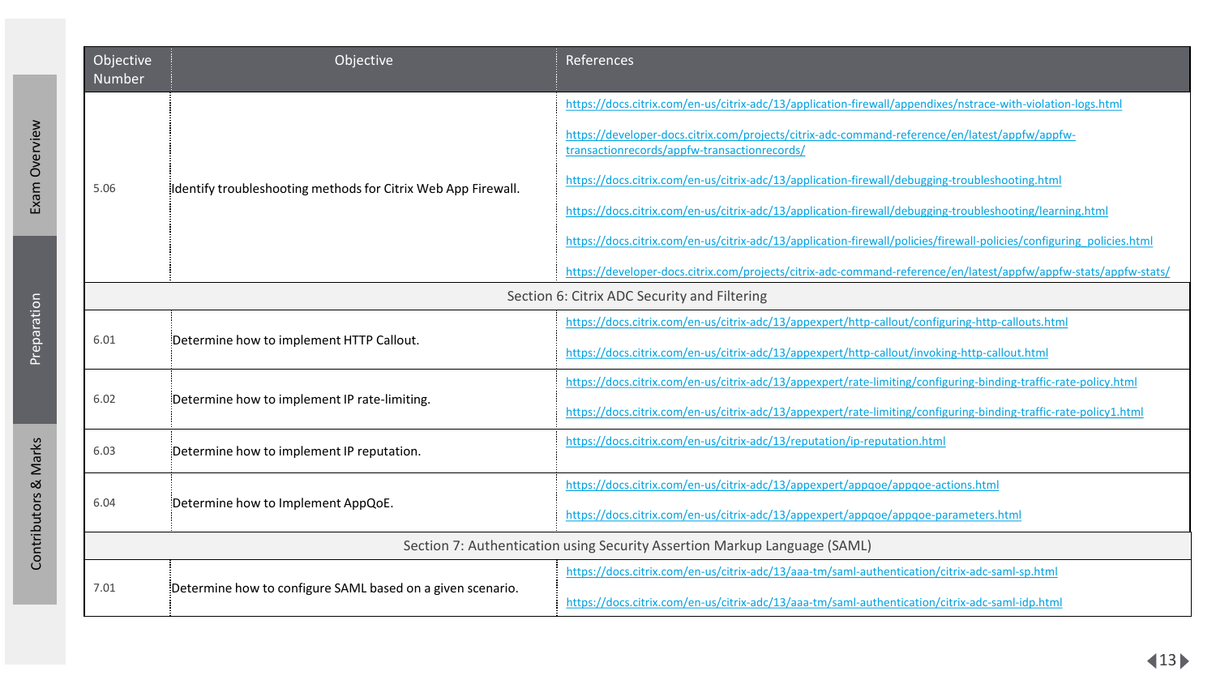| Objective Number | Objective | References |
| --- | --- | --- |
| 5.06 | Identify troubleshooting methods for Citrix Web App Firewall. | https://docs.citrix.com/en-us/citrix-adc/13/application-firewall/appendixes/nstrace-with-violation-logs.html <br> https://developer-docs.citrix.com/projects/citrix-adc-command-reference/en/latest/appfw/appfw-transactionrecords/appfw-transactionrecords/ <br> https://docs.citrix.com/en-us/citrix-adc/13/application-firewall/debugging-troubleshooting.html <br> https://docs.citrix.com/en-us/citrix-adc/13/application-firewall/debugging-troubleshooting/learning.html <br> https://docs.citrix.com/en-us/citrix-adc/13/application-firewall/policies/firewall-policies/configuring_policies.html <br> https://developer-docs.citrix.com/projects/citrix-adc-command-reference/en/latest/appfw/appfw-stats/appfw-stats/ |
| Section 6: Citrix ADC Security and Filtering | | |
| 6.01 | Determine how to implement HTTP Callout. | https://docs.citrix.com/en-us/citrix-adc/13/appexpert/http-callout/configuring-http-callouts.html <br> https://docs.citrix.com/en-us/citrix-adc/13/appexpert/http-callout/invoking-http-callout.html |
| 6.02 | Determine how to implement IP rate-limiting. | https://docs.citrix.com/en-us/citrix-adc/13/appexpert/rate-limiting/configuring-binding-traffic-rate-policy.html <br> https://docs.citrix.com/en-us/citrix-adc/13/appexpert/rate-limiting/configuring-binding-traffic-rate-policy1.html |
| 6.03 | Determine how to implement IP reputation. | https://docs.citrix.com/en-us/citrix-adc/13/reputation/ip-reputation.html |
| 6.04 | Determine how to Implement AppQoE. | https://docs.citrix.com/en-us/citrix-adc/13/appexpert/appqoe/appqoe-actions.html <br> https://docs.citrix.com/en-us/citrix-adc/13/appexpert/appqoe/appqoe-parameters.html |
| Section 7: Authentication using Security Assertion Markup Language (SAML) | | |
| 7.01 | Determine how to configure SAML based on a given scenario. | https://docs.citrix.com/en-us/citrix-adc/13/aaa-tm/saml-authentication/citrix-adc-saml-sp.html <br> https://docs.citrix.com/en-us/citrix-adc/13/aaa-tm/saml-authentication/citrix-adc-saml-idp.html |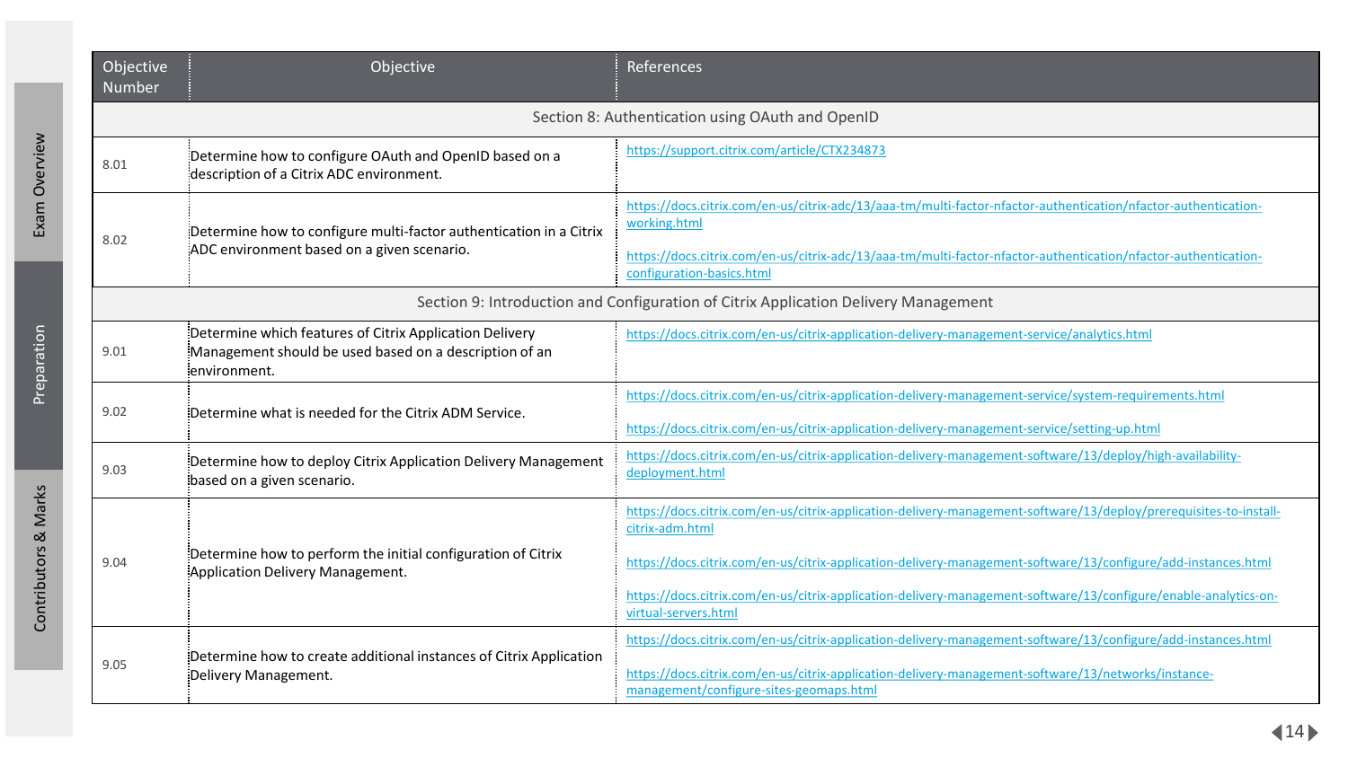| Objective Number | Objective | References |
|---|---|---|
| | **Section 8: Authentication using OAuth and OpenID** | |
| 8.01 | Determine how to configure OAuth and OpenID based on a description of a Citrix ADC environment. | https://support.citrix.com/article/CTX234873 |
| 8.02 | Determine how to configure multi-factor authentication in a Citrix ADC environment based on a given scenario. | https://docs.citrix.com/en-us/citrix-adc/13/aaa-tm/multi-factor-nfactor-authentication/nfactor-authentication-working.html<br><br>https://docs.citrix.com/en-us/citrix-adc/13/aaa-tm/multi-factor-nfactor-authentication/nfactor-authentication-configuration-basics.html |
| | **Section 9: Introduction and Configuration of Citrix Application Delivery Management** | |
| 9.01 | Determine which features of Citrix Application Delivery Management should be used based on a description of an environment. | https://docs.citrix.com/en-us/citrix-application-delivery-management-service/analytics.html |
| 9.02 | Determine what is needed for the Citrix ADM Service. | https://docs.citrix.com/en-us/citrix-application-delivery-management-service/system-requirements.html<br><br>https://docs.citrix.com/en-us/citrix-application-delivery-management-service/setting-up.html |
| 9.03 | Determine how to deploy Citrix Application Delivery Management based on a given scenario. | https://docs.citrix.com/en-us/citrix-application-delivery-management-software/13/deploy/high-availability-deployment.html |
| 9.04 | Determine how to perform the initial configuration of Citrix Application Delivery Management. | https://docs.citrix.com/en-us/citrix-application-delivery-management-software/13/deploy/prerequisites-to-install-citrix-adm.html<br><br>https://docs.citrix.com/en-us/citrix-application-delivery-management-software/13/configure/add-instances.html<br><br>https://docs.citrix.com/en-us/citrix-application-delivery-management-software/13/configure/enable-analytics-on-virtual-servers.html |
| 9.05 | Determine how to create additional instances of Citrix Application Delivery Management. | https://docs.citrix.com/en-us/citrix-application-delivery-management-software/13/configure/add-instances.html<br><br>https://docs.citrix.com/en-us/citrix-application-delivery-management-software/13/networks/instance-management/configure-sites-geomaps.html |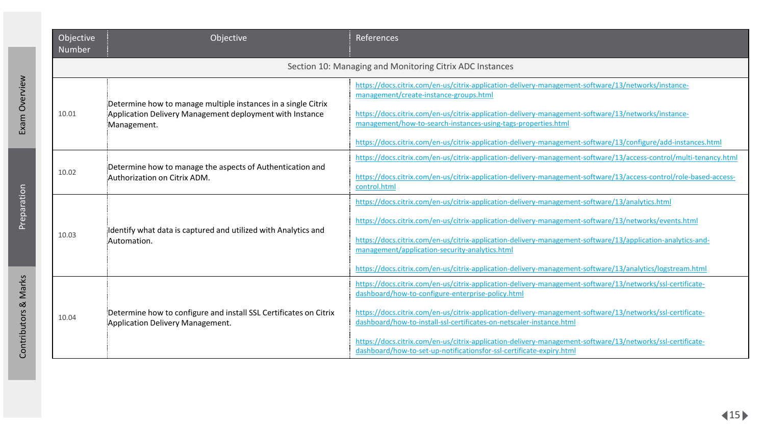| Objective Number | Objective | References |
|---|---|---|
| Section 10: Managing and Monitoring Citrix ADC Instances | | |
| 10.01 | Determine how to manage multiple instances in a single Citrix Application Delivery Management deployment with Instance Management. | https://docs.citrix.com/en-us/citrix-application-delivery-management-software/13/networks/instance-management/create-instance-groups.html<br><br>https://docs.citrix.com/en-us/citrix-application-delivery-management-software/13/networks/instance-management/how-to-search-instances-using-tags-properties.html<br><br>https://docs.citrix.com/en-us/citrix-application-delivery-management-software/13/configure/add-instances.html |
| 10.02 | Determine how to manage the aspects of Authentication and Authorization on Citrix ADM. | https://docs.citrix.com/en-us/citrix-application-delivery-management-software/13/access-control/multi-tenancy.html<br><br>https://docs.citrix.com/en-us/citrix-application-delivery-management-software/13/access-control/role-based-access-control.html |
| 10.03 | Identify what data is captured and utilized with Analytics and Automation. | https://docs.citrix.com/en-us/citrix-application-delivery-management-software/13/analytics.html<br><br>https://docs.citrix.com/en-us/citrix-application-delivery-management-software/13/networks/events.html<br><br>https://docs.citrix.com/en-us/citrix-application-delivery-management-software/13/application-analytics-and-management/application-security-analytics.html<br><br>https://docs.citrix.com/en-us/citrix-application-delivery-management-software/13/analytics/logstream.html |
| 10.04 | Determine how to configure and install SSL Certificates on Citrix Application Delivery Management. | https://docs.citrix.com/en-us/citrix-application-delivery-management-software/13/networks/ssl-certificate-dashboard/how-to-configure-enterprise-policy.html<br><br>https://docs.citrix.com/en-us/citrix-application-delivery-management-software/13/networks/ssl-certificate-dashboard/how-to-install-ssl-certificates-on-netscaler-instance.html<br><br>https://docs.citrix.com/en-us/citrix-application-delivery-management-software/13/networks/ssl-certificate-dashboard/how-to-set-up-notificationsfor-ssl-certificate-expiry.html |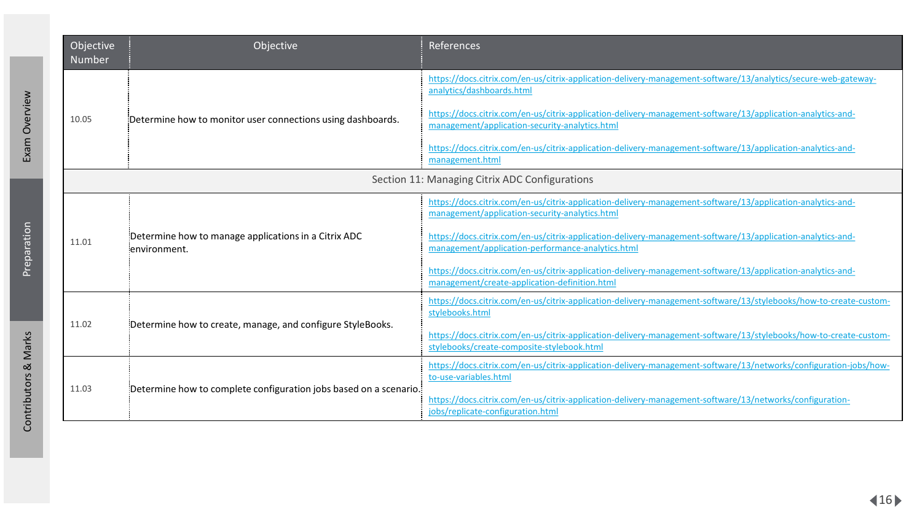| Objective Number | Objective | References |
|---|---|---|
| 10.05 | Determine how to monitor user connections using dashboards. | https://docs.citrix.com/en-us/citrix-application-delivery-management-software/13/analytics/secure-web-gateway-analytics/dashboards.html<br><br>https://docs.citrix.com/en-us/citrix-application-delivery-management-software/13/application-analytics-and-management/application-security-analytics.html<br><br>https://docs.citrix.com/en-us/citrix-application-delivery-management-software/13/application-analytics-and-management.html |
| Section 11: Managing Citrix ADC Configurations | | |
| 11.01 | Determine how to manage applications in a Citrix ADC environment. | https://docs.citrix.com/en-us/citrix-application-delivery-management-software/13/application-analytics-and-management/application-security-analytics.html<br><br>https://docs.citrix.com/en-us/citrix-application-delivery-management-software/13/application-analytics-and-management/application-performance-analytics.html<br><br>https://docs.citrix.com/en-us/citrix-application-delivery-management-software/13/application-analytics-and-management/create-application-definition.html |
| 11.02 | Determine how to create, manage, and configure StyleBooks. | https://docs.citrix.com/en-us/citrix-application-delivery-management-software/13/stylebooks/how-to-create-custom-stylebooks.html<br><br>https://docs.citrix.com/en-us/citrix-application-delivery-management-software/13/stylebooks/how-to-create-custom-stylebooks/create-composite-stylebook.html |
| 11.03 | Determine how to complete configuration jobs based on a scenario. | https://docs.citrix.com/en-us/citrix-application-delivery-management-software/13/networks/configuration-jobs/how-to-use-variables.html<br><br>https://docs.citrix.com/en-us/citrix-application-delivery-management-software/13/networks/configuration-jobs/replicate-configuration.html |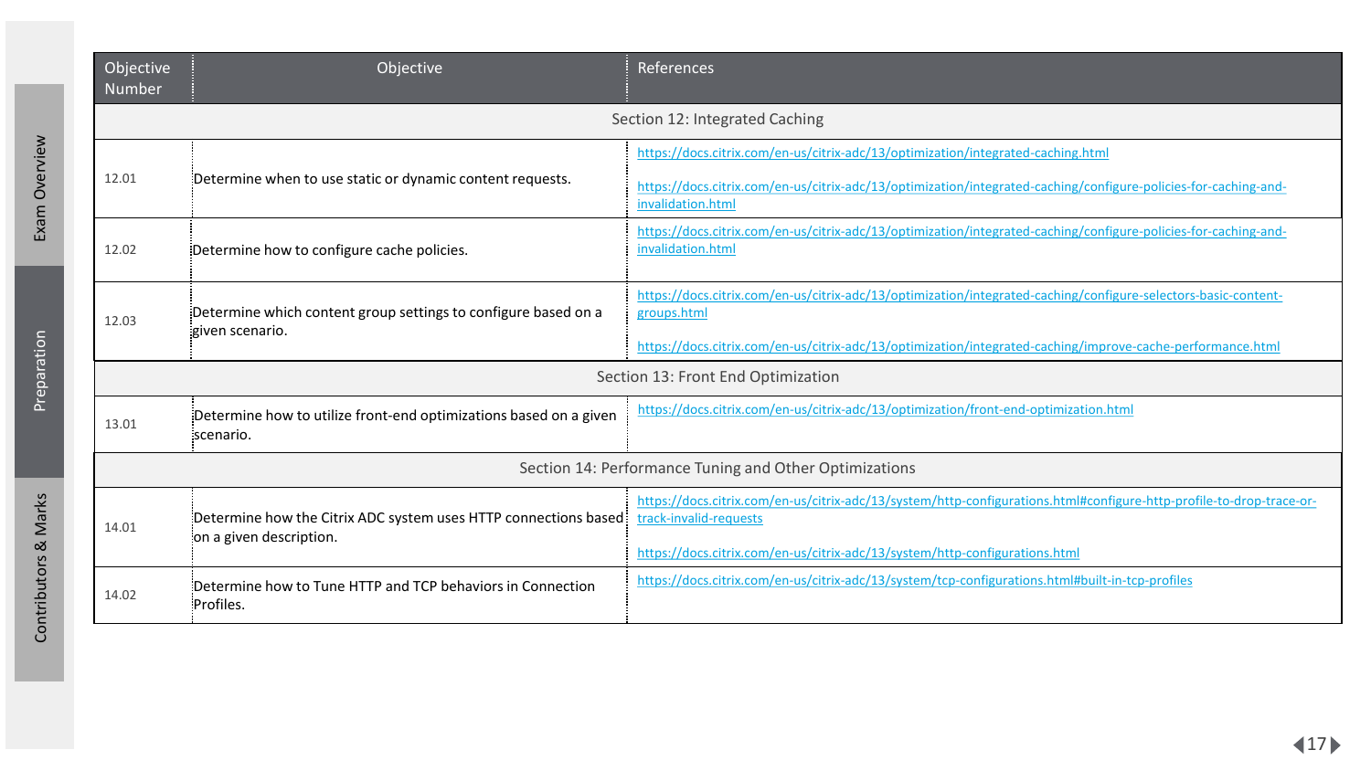| Objective Number | Objective | References |
|---|---|---|
| | Section 12: Integrated Caching | |
| 12.01 | Determine when to use static or dynamic content requests. | https://docs.citrix.com/en-us/citrix-adc/13/optimization/integrated-caching.html<br><br>https://docs.citrix.com/en-us/citrix-adc/13/optimization/integrated-caching/configure-policies-for-caching-and-invalidation.html |
| 12.02 | Determine how to configure cache policies. | https://docs.citrix.com/en-us/citrix-adc/13/optimization/integrated-caching/configure-policies-for-caching-and-invalidation.html |
| 12.03 | Determine which content group settings to configure based on a given scenario. | https://docs.citrix.com/en-us/citrix-adc/13/optimization/integrated-caching/configure-selectors-basic-content-groups.html<br><br>https://docs.citrix.com/en-us/citrix-adc/13/optimization/integrated-caching/improve-cache-performance.html |
| | Section 13: Front End Optimization | |
| 13.01 | Determine how to utilize front-end optimizations based on a given scenario. | https://docs.citrix.com/en-us/citrix-adc/13/optimization/front-end-optimization.html |
| | Section 14: Performance Tuning and Other Optimizations | |
| 14.01 | Determine how the Citrix ADC system uses HTTP connections based on a given description. | https://docs.citrix.com/en-us/citrix-adc/13/system/http-configurations.html#configure-http-profile-to-drop-trace-or-track-invalid-requests<br><br>https://docs.citrix.com/en-us/citrix-adc/13/system/http-configurations.html |
| 14.02 | Determine how to Tune HTTP and TCP behaviors in Connection Profiles. | https://docs.citrix.com/en-us/citrix-adc/13/system/tcp-configurations.html#built-in-tcp-profiles |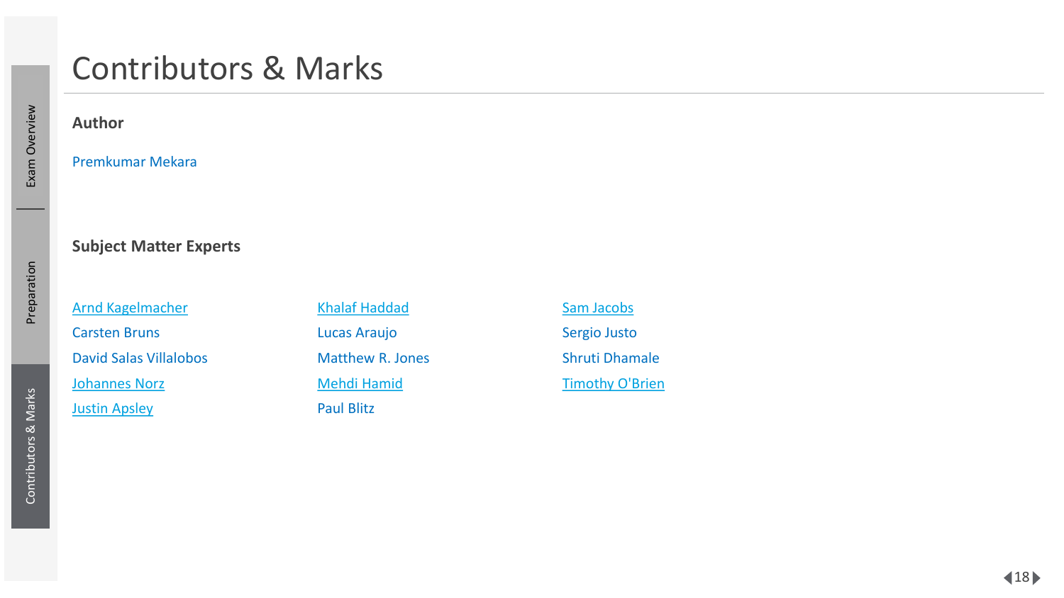# Contributors & Marks

### Author

Premkumar Mekara

### Subject Matter Experts

Arnd Kagelmacher
Carsten Bruns
David Salas Villalobos
Johannes Norz
Justin Apsley
Khalaf Haddad
Lucas Araujo
Matthew R. Jones
Mehdi Hamid
Paul Blitz
Sam Jacobs
Sergio Justo
Shruti Dhamale
Timothy O'Brien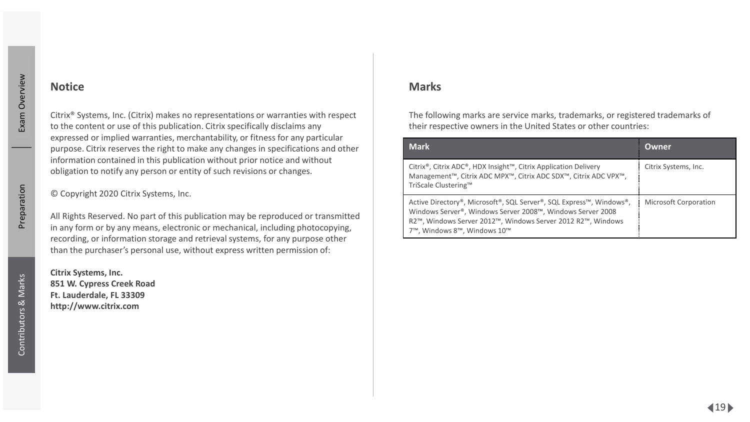## Notice

Citrix® Systems, Inc. (Citrix) makes no representations or warranties with respect to the content or use of this publication. Citrix specifically disclaims any expressed or implied warranties, merchantability, or fitness for any particular purpose. Citrix reserves the right to make any changes in specifications and other information contained in this publication without prior notice and without obligation to notify any person or entity of such revisions or changes.

© Copyright 2020 Citrix Systems, Inc.

All Rights Reserved. No part of this publication may be reproduced or transmitted in any form or by any means, electronic or mechanical, including photocopying, recording, or information storage and retrieval systems, for any purpose other than the purchaser's personal use, without express written permission of:

**Citrix Systems, Inc.**
**851 W. Cypress Creek Road**
**Ft. Lauderdale, FL 33309**
**http://www.citrix.com**

## Marks

The following marks are service marks, trademarks, or registered trademarks of their respective owners in the United States or other countries:

| Mark | Owner |
| --- | --- |
| Citrix®, Citrix ADC®, HDX Insight™, Citrix Application Delivery Management™, Citrix ADC MPX™, Citrix ADC SDX™, Citrix ADC VPX™, TriScale Clustering™ | Citrix Systems, Inc. |
| Active Directory®, Microsoft®, SQL Server®, SQL Express™, Windows®, Windows Server®, Windows Server 2008™, Windows Server 2008 R2™, Windows Server 2012™, Windows Server 2012 R2™, Windows 7™, Windows 8™, Windows 10™ | Microsoft Corporation |